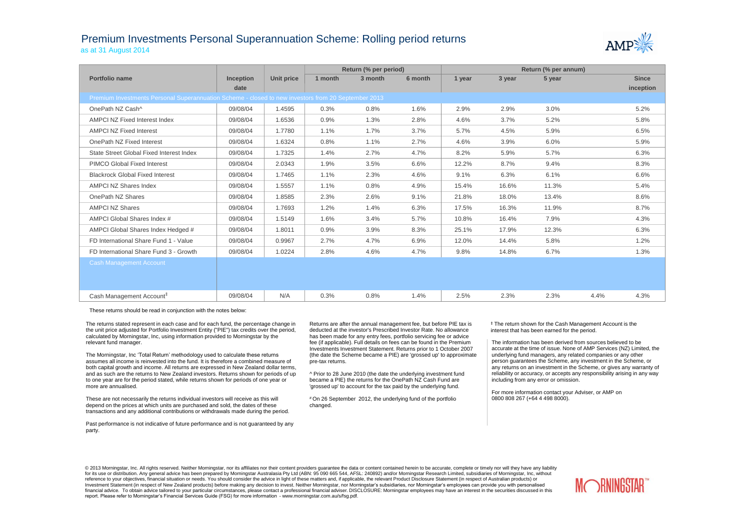# Premium Investments Personal Superannuation Scheme: Rolling period returns

as at 31 August 2014

| Portfolio name | Inception date | Unit price | Return (% per period) | | | Return (% per annum) | | | | |
|---|---|---|---|---|---|---|---|---|---|---|
| | | | 1 month | 3 month | 6 month | 1 year | 3 year | 5 year | | Since inception |
| Premium Investments Personal Superannuation Scheme - closed to new investors from 20 September 2013 | | | | | | | | | | |
| OnePath NZ Cash^ | 09/08/04 | 1.4595 | 0.3% | 0.8% | 1.6% | 2.9% | 2.9% | 3.0% | | 5.2% |
| AMPCI NZ Fixed Interest Index | 09/08/04 | 1.6536 | 0.9% | 1.3% | 2.8% | 4.6% | 3.7% | 5.2% | | 5.8% |
| AMPCI NZ Fixed Interest | 09/08/04 | 1.7780 | 1.1% | 1.7% | 3.7% | 5.7% | 4.5% | 5.9% | | 6.5% |
| OnePath NZ Fixed Interest | 09/08/04 | 1.6324 | 0.8% | 1.1% | 2.7% | 4.6% | 3.9% | 6.0% | | 5.9% |
| State Street Global Fixed Interest Index | 09/08/04 | 1.7325 | 1.4% | 2.7% | 4.7% | 8.2% | 5.9% | 5.7% | | 6.3% |
| PIMCO Global Fixed Interest | 09/08/04 | 2.0343 | 1.9% | 3.5% | 6.6% | 12.2% | 8.7% | 9.4% | | 8.3% |
| Blackrock Global Fixed Interest | 09/08/04 | 1.7465 | 1.1% | 2.3% | 4.6% | 9.1% | 6.3% | 6.1% | | 6.6% |
| AMPCI NZ Shares Index | 09/08/04 | 1.5557 | 1.1% | 0.8% | 4.9% | 15.4% | 16.6% | 11.3% | | 5.4% |
| OnePath NZ Shares | 09/08/04 | 1.8585 | 2.3% | 2.6% | 9.1% | 21.8% | 18.0% | 13.4% | | 8.6% |
| AMPCI NZ Shares | 09/08/04 | 1.7693 | 1.2% | 1.4% | 6.3% | 17.5% | 16.3% | 11.9% | | 8.7% |
| AMPCI Global Shares Index # | 09/08/04 | 1.5149 | 1.6% | 3.4% | 5.7% | 10.8% | 16.4% | 7.9% | | 4.3% |
| AMPCI Global Shares Index Hedged # | 09/08/04 | 1.8011 | 0.9% | 3.9% | 8.3% | 25.1% | 17.9% | 12.3% | | 6.3% |
| FD International Share Fund 1 - Value | 09/08/04 | 0.9967 | 2.7% | 4.7% | 6.9% | 12.0% | 14.4% | 5.8% | | 1.2% |
| FD International Share Fund 3 - Growth | 09/08/04 | 1.0224 | 2.8% | 4.6% | 4.7% | 9.8% | 14.8% | 6.7% | | 1.3% |
| Cash Management Account | | | | | | | | | | |
| Cash Management Account‡ | 09/08/04 | N/A | 0.3% | 0.8% | 1.4% | 2.5% | 2.3% | 2.3% | 4.4% | 4.3% |

These returns should be read in conjunction with the notes below:

The returns stated represent in each case and for each fund, the percentage change in the unit price adjusted for Portfolio Investment Entity ("PIE") tax credits over the period, calculated by Morningstar, Inc, using information provided to Morningstar by the relevant fund manager.

The Morningstar, Inc 'Total Return' methodology used to calculate these returns assumes all income is reinvested into the fund. It is therefore a combined measure of both capital growth and income. All returns are expressed in New Zealand dollar terms, and as such are the returns to New Zealand investors. Returns shown for periods of up to one year are for the period stated, while returns shown for periods of one year or more are annualised.

These are not necessarily the returns individual investors will receive as this will depend on the prices at which units are purchased and sold, the dates of these transactions and any additional contributions or withdrawals made during the period.

Past performance is not indicative of future performance and is not guaranteed by any party.

Returns are after the annual management fee, but before PIE tax is deducted at the investor's Prescribed Investor Rate. No allowance has been made for any entry fees, portfolio servicing fee or advice fee (if applicable). Full details on fees can be found in the Premium Investments Investment Statement. Returns prior to 1 October 2007 (the date the Scheme became a PIE) are 'grossed up' to approximate pre-tax returns.

^ Prior to 28 June 2010 (the date the underlying investment fund became a PIE) the returns for the OnePath NZ Cash Fund are 'grossed up' to account for the tax paid by the underlying fund.

# On 26 September 2012, the underlying fund of the portfolio changed.

‡ The return shown for the Cash Management Account is the interest that has been earned for the period.

The information has been derived from sources believed to be accurate at the time of issue. None of AMP Services (NZ) Limited, the underlying fund managers, any related companies or any other person guarantees the Scheme, any investment in the Scheme, or any returns on an investment in the Scheme, or gives any warranty of reliability or accuracy, or accepts any responsibility arising in any way including from any error or omission.

For more information contact your Adviser, or AMP on 0800 808 267 (+64 4 498 8000).

© 2013 Morningstar, Inc. All rights reserved. Neither Morningstar, nor its affiliates nor their content providers guarantee the data or content contained herein to be accurate, complete or timely nor will they have any liability for its use or distribution. Any general advice has been prepared by Morningstar Australasia Pty Ltd (ABN: 95 090 665 544, AFSL: 240892) and/or Morningstar Research Limited, subsidiaries of Morningstar, Inc, without reference to your objectives, financial situation or needs. You should consider the advice in light of these matters and, if applicable, the relevant Product Disclosure Statement (in respect of Australian products) or Investment Statement (in respect of New Zealand products) before making any decision to invest. Neither Morningstar, nor Morningstar's subsidiaries, nor Morningstar's employees can provide you with personalised financial advice. To obtain advice tailored to your particular circumstances, please contact a professional financial adviser. DISCLOSURE: Morningstar employees may have an interest in the securities discussed in this report. Please refer to Morningstar's Financial Services Guide (FSG) for more information - www.morningstar.com.au/s/fsg.pdf.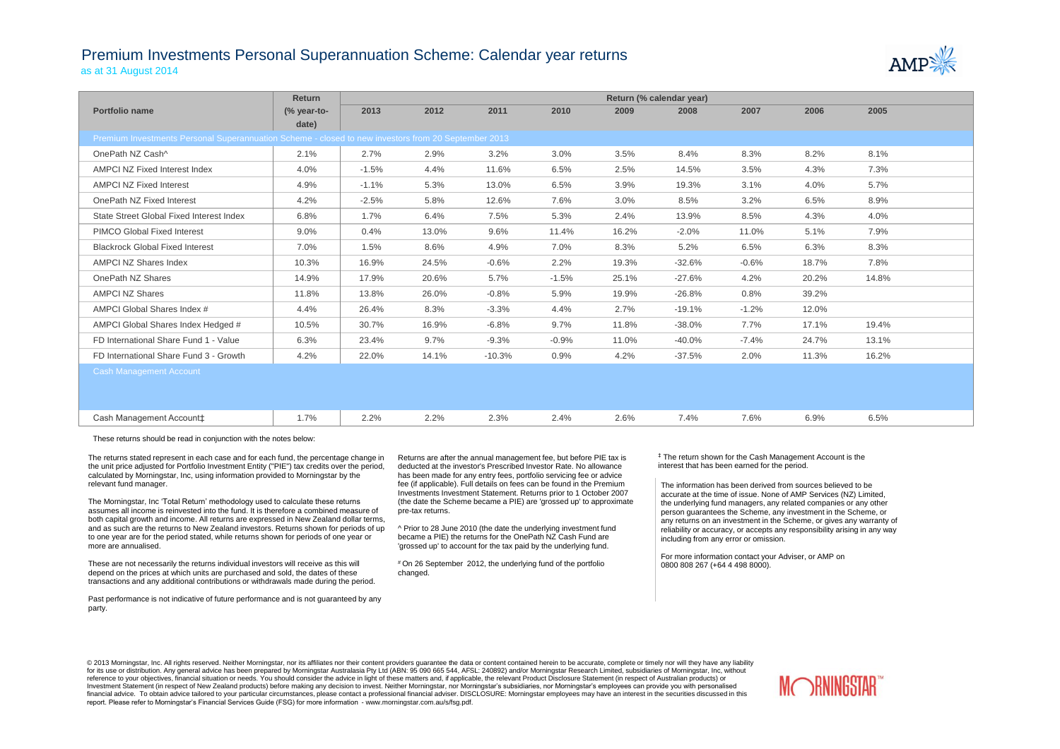# Premium Investments Personal Superannuation Scheme: Calendar year returns

as at 31 August 2014

| Portfolio name | Return (% year-to-date) | Return (% calendar year) | | | | | | | | |
|---|---|---|---|---|---|---|---|---|---|---|
| | | 2013 | 2012 | 2011 | 2010 | 2009 | 2008 | 2007 | 2006 | 2005 |
| Premium Investments Personal Superannuation Scheme - closed to new investors from 20 September 2013 | | | | | | | | | | |
| OnePath NZ Cash^ | 2.1% | 2.7% | 2.9% | 3.2% | 3.0% | 3.5% | 8.4% | 8.3% | 8.2% | 8.1% |
| AMPCI NZ Fixed Interest Index | 4.0% | -1.5% | 4.4% | 11.6% | 6.5% | 2.5% | 14.5% | 3.5% | 4.3% | 7.3% |
| AMPCI NZ Fixed Interest | 4.9% | -1.1% | 5.3% | 13.0% | 6.5% | 3.9% | 19.3% | 3.1% | 4.0% | 5.7% |
| OnePath NZ Fixed Interest | 4.2% | -2.5% | 5.8% | 12.6% | 7.6% | 3.0% | 8.5% | 3.2% | 6.5% | 8.9% |
| State Street Global Fixed Interest Index | 6.8% | 1.7% | 6.4% | 7.5% | 5.3% | 2.4% | 13.9% | 8.5% | 4.3% | 4.0% |
| PIMCO Global Fixed Interest | 9.0% | 0.4% | 13.0% | 9.6% | 11.4% | 16.2% | -2.0% | 11.0% | 5.1% | 7.9% |
| Blackrock Global Fixed Interest | 7.0% | 1.5% | 8.6% | 4.9% | 7.0% | 8.3% | 5.2% | 6.5% | 6.3% | 8.3% |
| AMPCI NZ Shares Index | 10.3% | 16.9% | 24.5% | -0.6% | 2.2% | 19.3% | -32.6% | -0.6% | 18.7% | 7.8% |
| OnePath NZ Shares | 14.9% | 17.9% | 20.6% | 5.7% | -1.5% | 25.1% | -27.6% | 4.2% | 20.2% | 14.8% |
| AMPCI NZ Shares | 11.8% | 13.8% | 26.0% | -0.8% | 5.9% | 19.9% | -26.8% | 0.8% | 39.2% | |
| AMPCI Global Shares Index # | 4.4% | 26.4% | 8.3% | -3.3% | 4.4% | 2.7% | -19.1% | -1.2% | 12.0% | |
| AMPCI Global Shares Index Hedged # | 10.5% | 30.7% | 16.9% | -6.8% | 9.7% | 11.8% | -38.0% | 7.7% | 17.1% | 19.4% |
| FD International Share Fund 1 - Value | 6.3% | 23.4% | 9.7% | -9.3% | -0.9% | 11.0% | -40.0% | -7.4% | 24.7% | 13.1% |
| FD International Share Fund 3 - Growth | 4.2% | 22.0% | 14.1% | -10.3% | 0.9% | 4.2% | -37.5% | 2.0% | 11.3% | 16.2% |
| Cash Management Account | | | | | | | | | | |
| Cash Management Account‡ | 1.7% | 2.2% | 2.2% | 2.3% | 2.4% | 2.6% | 7.4% | 7.6% | 6.9% | 6.5% |

These returns should be read in conjunction with the notes below:

The returns stated represent in each case and for each fund, the percentage change in the unit price adjusted for Portfolio Investment Entity ("PIE") tax credits over the period, calculated by Morningstar, Inc, using information provided to Morningstar by the relevant fund manager.

The Morningstar, Inc 'Total Return' methodology used to calculate these returns assumes all income is reinvested into the fund. It is therefore a combined measure of both capital growth and income. All returns are expressed in New Zealand dollar terms, and as such are the returns to New Zealand investors. Returns shown for periods of up to one year are for the period stated, while returns shown for periods of one year or more are annualised.

These are not necessarily the returns individual investors will receive as this will depend on the prices at which units are purchased and sold, the dates of these transactions and any additional contributions or withdrawals made during the period.

Past performance is not indicative of future performance and is not guaranteed by any party.

Returns are after the annual management fee, but before PIE tax is deducted at the investor's Prescribed Investor Rate. No allowance has been made for any entry fees, portfolio servicing fee or advice fee (if applicable). Full details on fees can be found in the Premium Investments Investment Statement. Returns prior to 1 October 2007 (the date the Scheme became a PIE) are 'grossed up' to approximate pre-tax returns.

^ Prior to 28 June 2010 (the date the underlying investment fund became a PIE) the returns for the OnePath NZ Cash Fund are 'grossed up' to account for the tax paid by the underlying fund.

# On 26 September 2012, the underlying fund of the portfolio changed.

‡ The return shown for the Cash Management Account is the interest that has been earned for the period.

The information has been derived from sources believed to be accurate at the time of issue. None of AMP Services (NZ) Limited, the underlying fund managers, any related companies or any other person guarantees the Scheme, any investment in the Scheme, or any returns on an investment in the Scheme, or gives any warranty of reliability or accuracy, or accepts any responsibility arising in any way including from any error or omission.

For more information contact your Adviser, or AMP on 0800 808 267 (+64 4 498 8000).

© 2013 Morningstar, Inc. All rights reserved. Neither Morningstar, nor its affiliates nor their content providers guarantee the data or content contained herein to be accurate, complete or timely nor will they have any liability for its use or distribution. Any general advice has been prepared by Morningstar Australasia Pty Ltd (ABN: 95 090 665 544, AFSL: 240892) and/or Morningstar Research Limited, subsidiaries of Morningstar, Inc, without reference to your objectives, financial situation or needs. You should consider the advice in light of these matters and, if applicable, the relevant Product Disclosure Statement (in respect of Australian products) or Investment Statement (in respect of New Zealand products) before making any decision to invest. Neither Morningstar, nor Morningstar's subsidiaries, nor Morningstar's employees can provide you with personalised financial advice. To obtain advice tailored to your particular circumstances, please contact a professional financial adviser. DISCLOSURE: Morningstar employees may have an interest in the securities discussed in this report. Please refer to Morningstar's Financial Services Guide (FSG) for more information - www.morningstar.com.au/s/fsg.pdf.